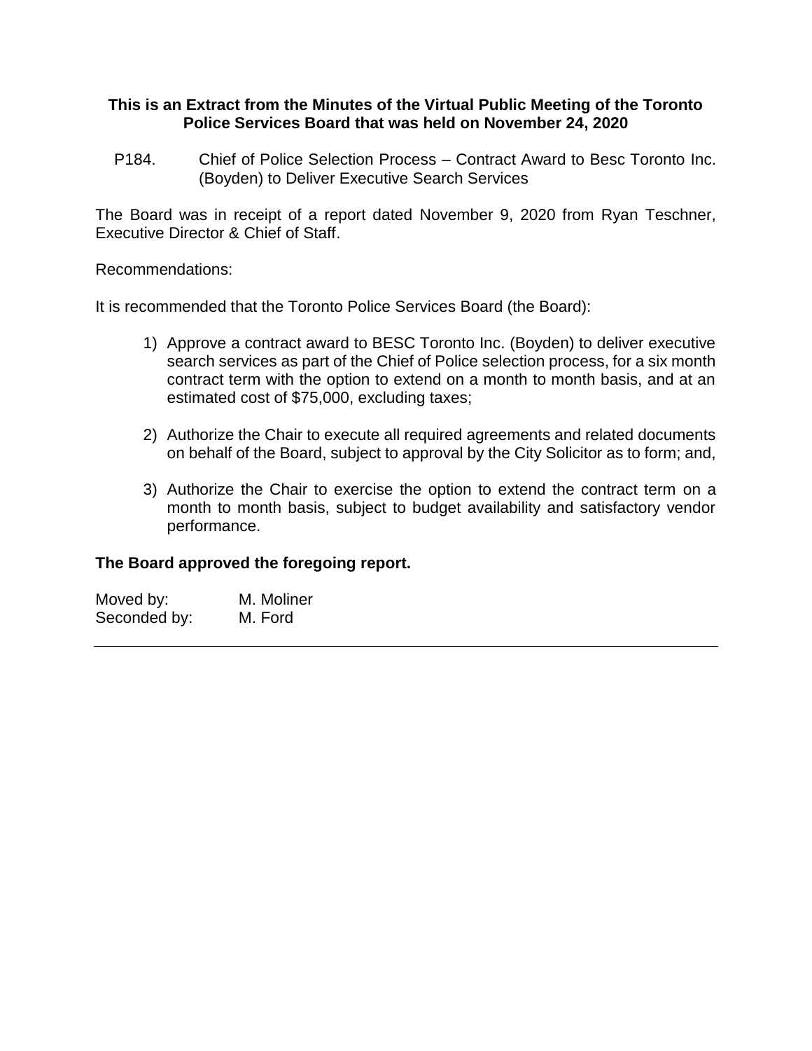**This is an Extract from the Minutes of the Virtual Public Meeting of the Toronto Police Services Board that was held on November 24, 2020**

P184. Chief of Police Selection Process – Contract Award to Besc Toronto Inc. (Boyden) to Deliver Executive Search Services

The Board was in receipt of a report dated November 9, 2020 from Ryan Teschner, Executive Director & Chief of Staff.

Recommendations:

It is recommended that the Toronto Police Services Board (the Board):

1) Approve a contract award to BESC Toronto Inc. (Boyden) to deliver executive search services as part of the Chief of Police selection process, for a six month contract term with the option to extend on a month to month basis, and at an estimated cost of $75,000, excluding taxes;

2) Authorize the Chair to execute all required agreements and related documents on behalf of the Board, subject to approval by the City Solicitor as to form; and,

3) Authorize the Chair to exercise the option to extend the contract term on a month to month basis, subject to budget availability and satisfactory vendor performance.

**The Board approved the foregoing report.**

Moved by: M. Moliner
Seconded by: M. Ford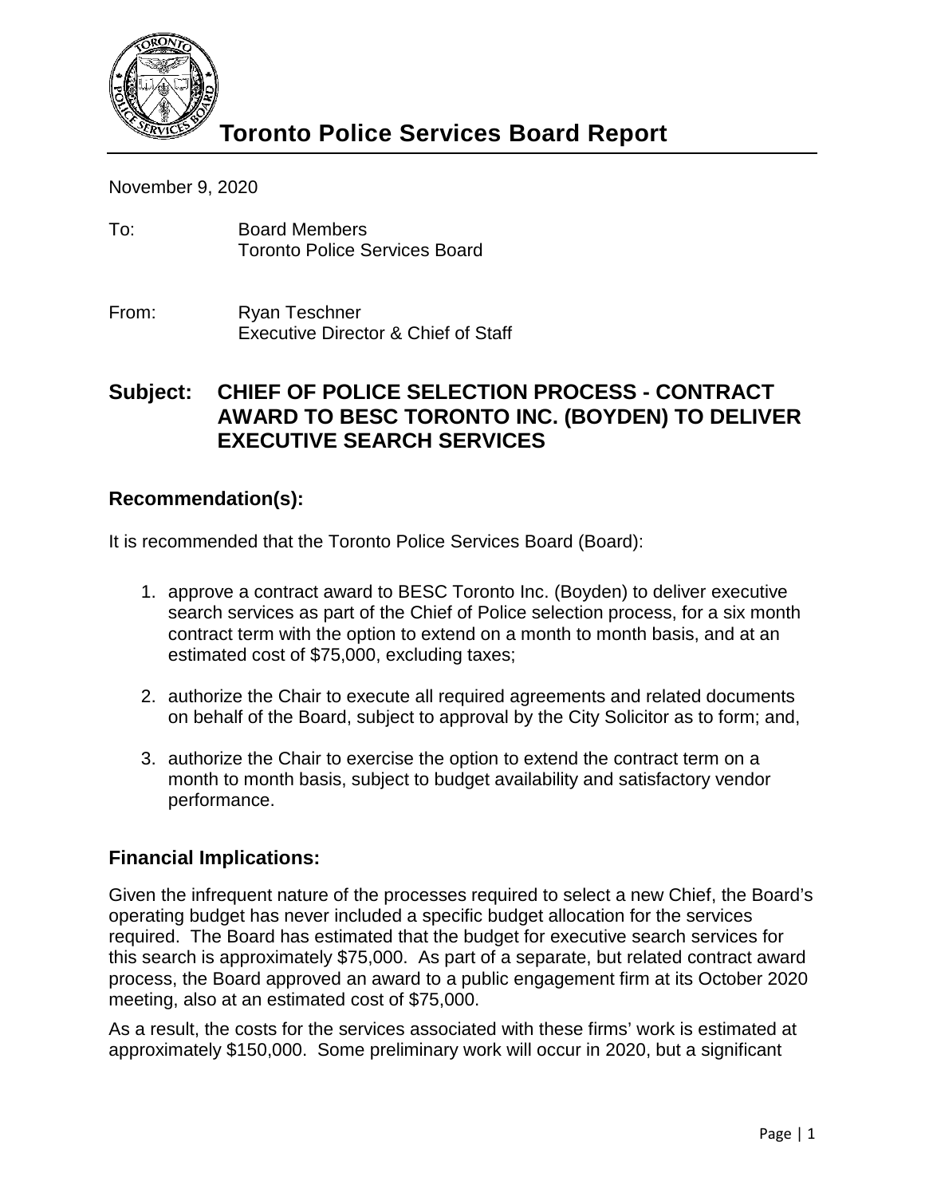# Toronto Police Services Board Report

November 9, 2020

To: Board Members
Toronto Police Services Board

From: Ryan Teschner
Executive Director & Chief of Staff

## Subject: CHIEF OF POLICE SELECTION PROCESS - CONTRACT AWARD TO BESC TORONTO INC. (BOYDEN) TO DELIVER EXECUTIVE SEARCH SERVICES

### Recommendation(s):

It is recommended that the Toronto Police Services Board (Board):

1. approve a contract award to BESC Toronto Inc. (Boyden) to deliver executive search services as part of the Chief of Police selection process, for a six month contract term with the option to extend on a month to month basis, and at an estimated cost of $75,000, excluding taxes;
2. authorize the Chair to execute all required agreements and related documents on behalf of the Board, subject to approval by the City Solicitor as to form; and,
3. authorize the Chair to exercise the option to extend the contract term on a month to month basis, subject to budget availability and satisfactory vendor performance.

### Financial Implications:

Given the infrequent nature of the processes required to select a new Chief, the Board's operating budget has never included a specific budget allocation for the services required. The Board has estimated that the budget for executive search services for this search is approximately $75,000. As part of a separate, but related contract award process, the Board approved an award to a public engagement firm at its October 2020 meeting, also at an estimated cost of $75,000.

As a result, the costs for the services associated with these firms' work is estimated at approximately $150,000. Some preliminary work will occur in 2020, but a significant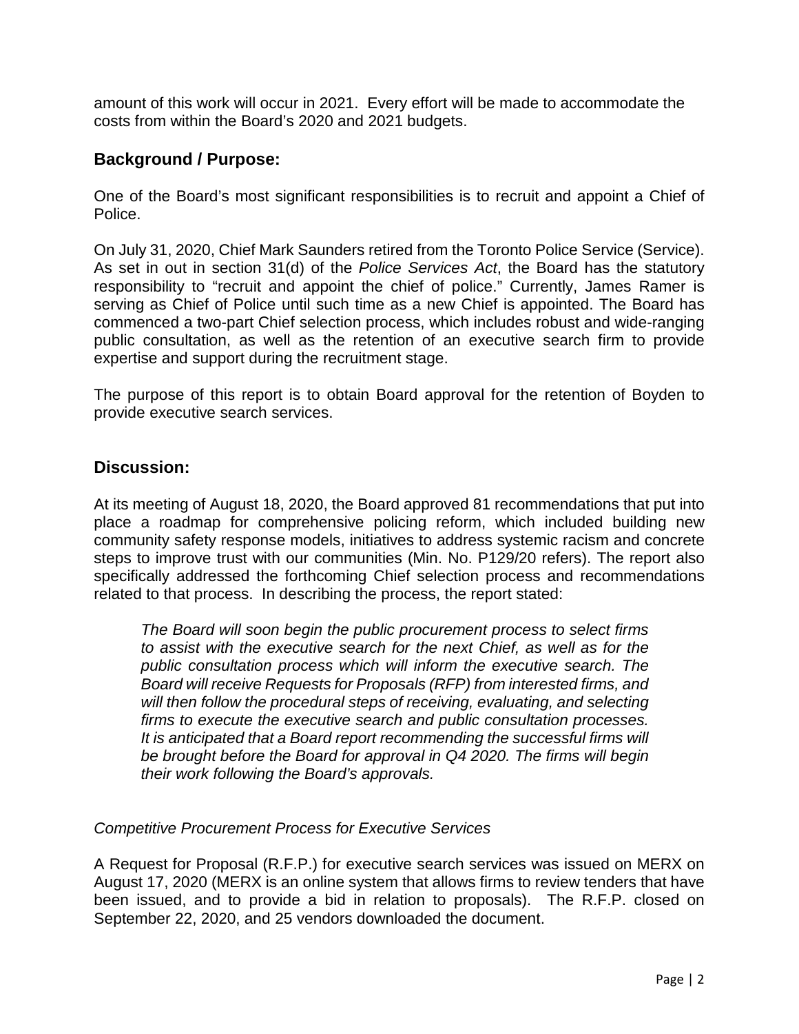amount of this work will occur in 2021. Every effort will be made to accommodate the costs from within the Board's 2020 and 2021 budgets.

## Background / Purpose:

One of the Board's most significant responsibilities is to recruit and appoint a Chief of Police.

On July 31, 2020, Chief Mark Saunders retired from the Toronto Police Service (Service). As set in out in section 31(d) of the *Police Services Act*, the Board has the statutory responsibility to "recruit and appoint the chief of police." Currently, James Ramer is serving as Chief of Police until such time as a new Chief is appointed. The Board has commenced a two-part Chief selection process, which includes robust and wide-ranging public consultation, as well as the retention of an executive search firm to provide expertise and support during the recruitment stage.

The purpose of this report is to obtain Board approval for the retention of Boyden to provide executive search services.

## Discussion:

At its meeting of August 18, 2020, the Board approved 81 recommendations that put into place a roadmap for comprehensive policing reform, which included building new community safety response models, initiatives to address systemic racism and concrete steps to improve trust with our communities (Min. No. P129/20 refers). The report also specifically addressed the forthcoming Chief selection process and recommendations related to that process. In describing the process, the report stated:

> *The Board will soon begin the public procurement process to select firms to assist with the executive search for the next Chief, as well as for the public consultation process which will inform the executive search. The Board will receive Requests for Proposals (RFP) from interested firms, and will then follow the procedural steps of receiving, evaluating, and selecting firms to execute the executive search and public consultation processes. It is anticipated that a Board report recommending the successful firms will be brought before the Board for approval in Q4 2020. The firms will begin their work following the Board's approvals.*

*Competitive Procurement Process for Executive Services*

A Request for Proposal (R.F.P.) for executive search services was issued on MERX on August 17, 2020 (MERX is an online system that allows firms to review tenders that have been issued, and to provide a bid in relation to proposals). The R.F.P. closed on September 22, 2020, and 25 vendors downloaded the document.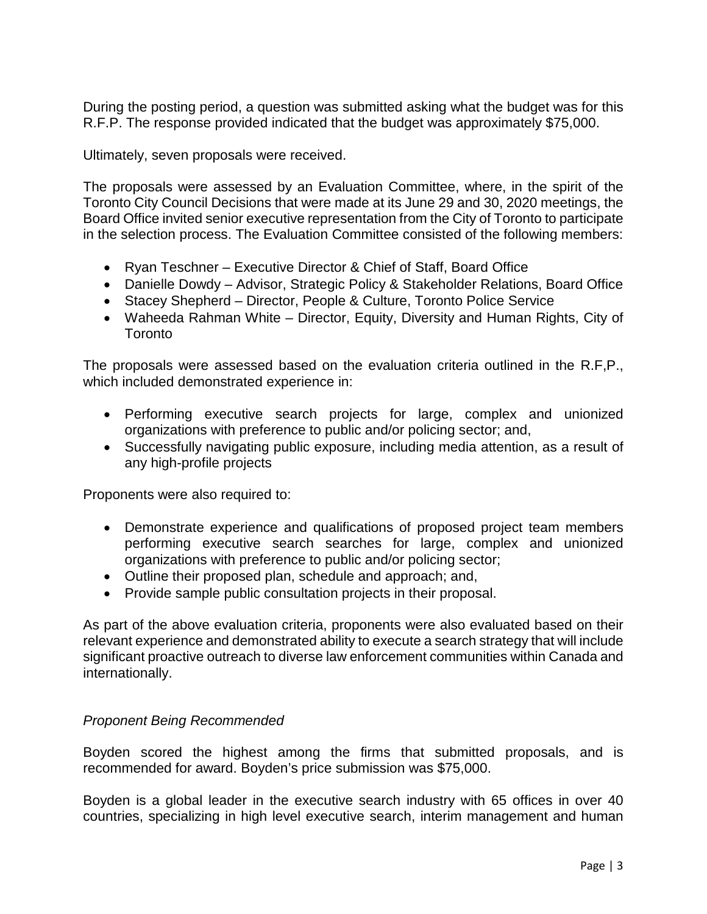During the posting period, a question was submitted asking what the budget was for this R.F.P. The response provided indicated that the budget was approximately $75,000.

Ultimately, seven proposals were received.

The proposals were assessed by an Evaluation Committee, where, in the spirit of the Toronto City Council Decisions that were made at its June 29 and 30, 2020 meetings, the Board Office invited senior executive representation from the City of Toronto to participate in the selection process. The Evaluation Committee consisted of the following members:

- Ryan Teschner – Executive Director & Chief of Staff, Board Office
- Danielle Dowdy – Advisor, Strategic Policy & Stakeholder Relations, Board Office
- Stacey Shepherd – Director, People & Culture, Toronto Police Service
- Waheeda Rahman White – Director, Equity, Diversity and Human Rights, City of Toronto

The proposals were assessed based on the evaluation criteria outlined in the R.F,P., which included demonstrated experience in:

- Performing executive search projects for large, complex and unionized organizations with preference to public and/or policing sector; and,
- Successfully navigating public exposure, including media attention, as a result of any high-profile projects

Proponents were also required to:

- Demonstrate experience and qualifications of proposed project team members performing executive search searches for large, complex and unionized organizations with preference to public and/or policing sector;
- Outline their proposed plan, schedule and approach; and,
- Provide sample public consultation projects in their proposal.

As part of the above evaluation criteria, proponents were also evaluated based on their relevant experience and demonstrated ability to execute a search strategy that will include significant proactive outreach to diverse law enforcement communities within Canada and internationally.

*Proponent Being Recommended*

Boyden scored the highest among the firms that submitted proposals, and is recommended for award. Boyden's price submission was $75,000.

Boyden is a global leader in the executive search industry with 65 offices in over 40 countries, specializing in high level executive search, interim management and human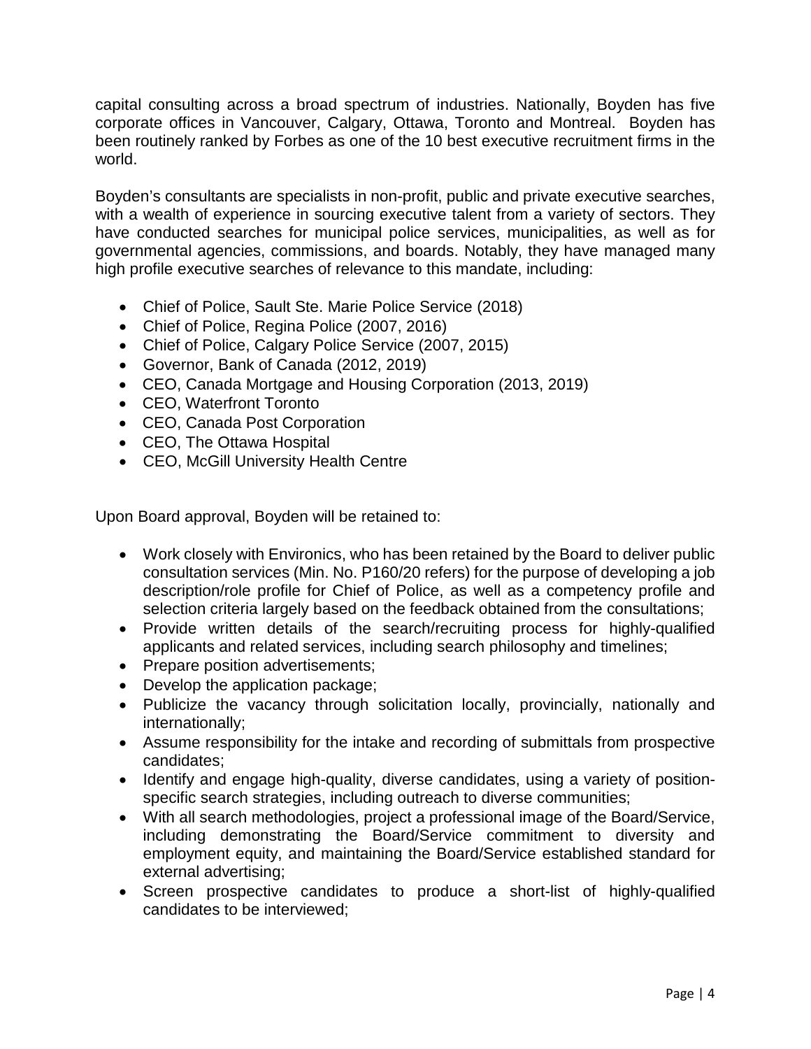capital consulting across a broad spectrum of industries. Nationally, Boyden has five corporate offices in Vancouver, Calgary, Ottawa, Toronto and Montreal. Boyden has been routinely ranked by Forbes as one of the 10 best executive recruitment firms in the world.

Boyden's consultants are specialists in non-profit, public and private executive searches, with a wealth of experience in sourcing executive talent from a variety of sectors. They have conducted searches for municipal police services, municipalities, as well as for governmental agencies, commissions, and boards. Notably, they have managed many high profile executive searches of relevance to this mandate, including:

- Chief of Police, Sault Ste. Marie Police Service (2018)
- Chief of Police, Regina Police (2007, 2016)
- Chief of Police, Calgary Police Service (2007, 2015)
- Governor, Bank of Canada (2012, 2019)
- CEO, Canada Mortgage and Housing Corporation (2013, 2019)
- CEO, Waterfront Toronto
- CEO, Canada Post Corporation
- CEO, The Ottawa Hospital
- CEO, McGill University Health Centre

Upon Board approval, Boyden will be retained to:

- Work closely with Environics, who has been retained by the Board to deliver public consultation services (Min. No. P160/20 refers) for the purpose of developing a job description/role profile for Chief of Police, as well as a competency profile and selection criteria largely based on the feedback obtained from the consultations;
- Provide written details of the search/recruiting process for highly-qualified applicants and related services, including search philosophy and timelines;
- Prepare position advertisements;
- Develop the application package;
- Publicize the vacancy through solicitation locally, provincially, nationally and internationally;
- Assume responsibility for the intake and recording of submittals from prospective candidates;
- Identify and engage high-quality, diverse candidates, using a variety of position-specific search strategies, including outreach to diverse communities;
- With all search methodologies, project a professional image of the Board/Service, including demonstrating the Board/Service commitment to diversity and employment equity, and maintaining the Board/Service established standard for external advertising;
- Screen prospective candidates to produce a short-list of highly-qualified candidates to be interviewed;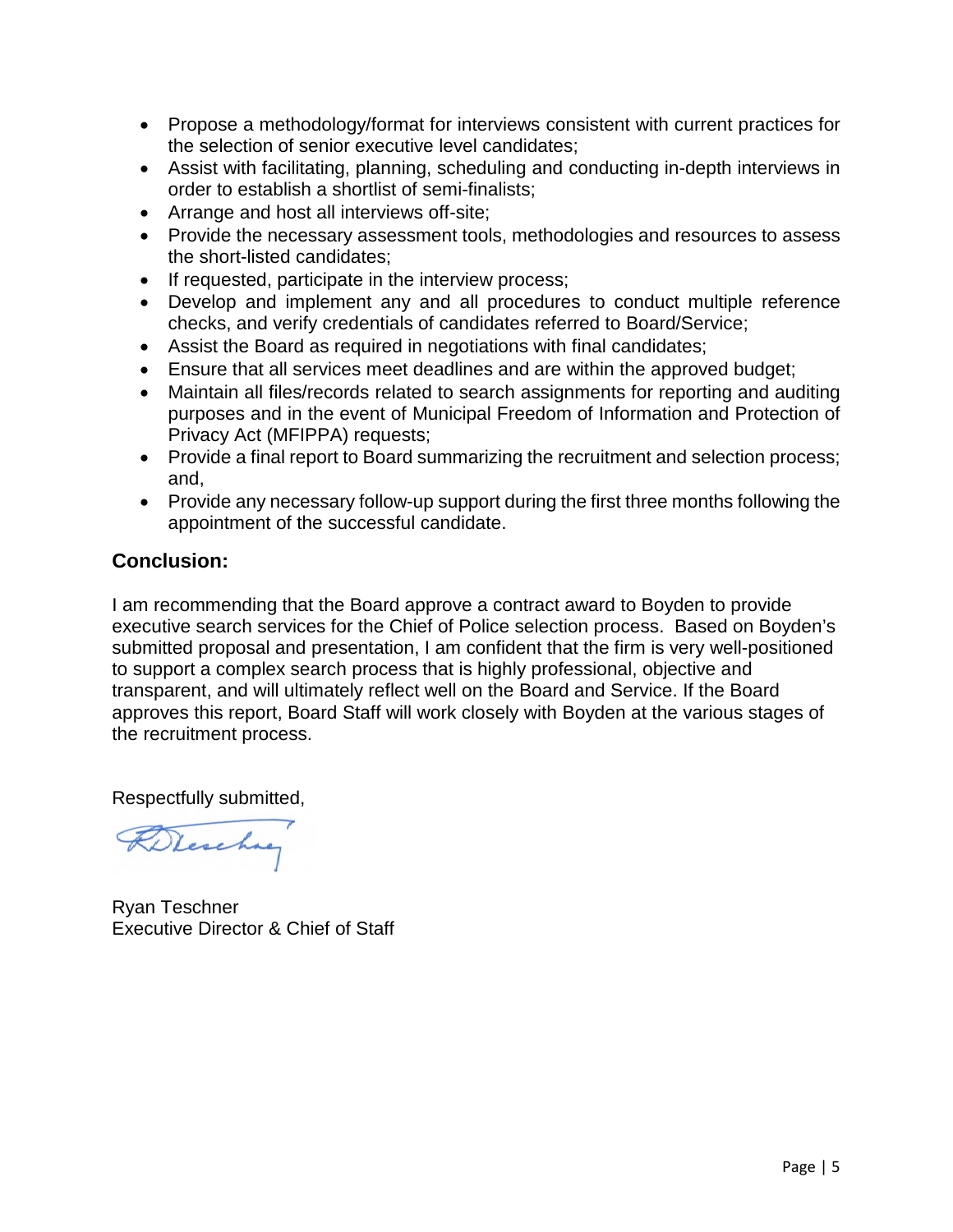- Propose a methodology/format for interviews consistent with current practices for the selection of senior executive level candidates;
- Assist with facilitating, planning, scheduling and conducting in-depth interviews in order to establish a shortlist of semi-finalists;
- Arrange and host all interviews off-site;
- Provide the necessary assessment tools, methodologies and resources to assess the short-listed candidates;
- If requested, participate in the interview process;
- Develop and implement any and all procedures to conduct multiple reference checks, and verify credentials of candidates referred to Board/Service;
- Assist the Board as required in negotiations with final candidates;
- Ensure that all services meet deadlines and are within the approved budget;
- Maintain all files/records related to search assignments for reporting and auditing purposes and in the event of Municipal Freedom of Information and Protection of Privacy Act (MFIPPA) requests;
- Provide a final report to Board summarizing the recruitment and selection process; and,
- Provide any necessary follow-up support during the first three months following the appointment of the successful candidate.

## Conclusion:

I am recommending that the Board approve a contract award to Boyden to provide executive search services for the Chief of Police selection process. Based on Boyden's submitted proposal and presentation, I am confident that the firm is very well-positioned to support a complex search process that is highly professional, objective and transparent, and will ultimately reflect well on the Board and Service. If the Board approves this report, Board Staff will work closely with Boyden at the various stages of the recruitment process.

Respectfully submitted,

Ryan Teschner
Executive Director & Chief of Staff